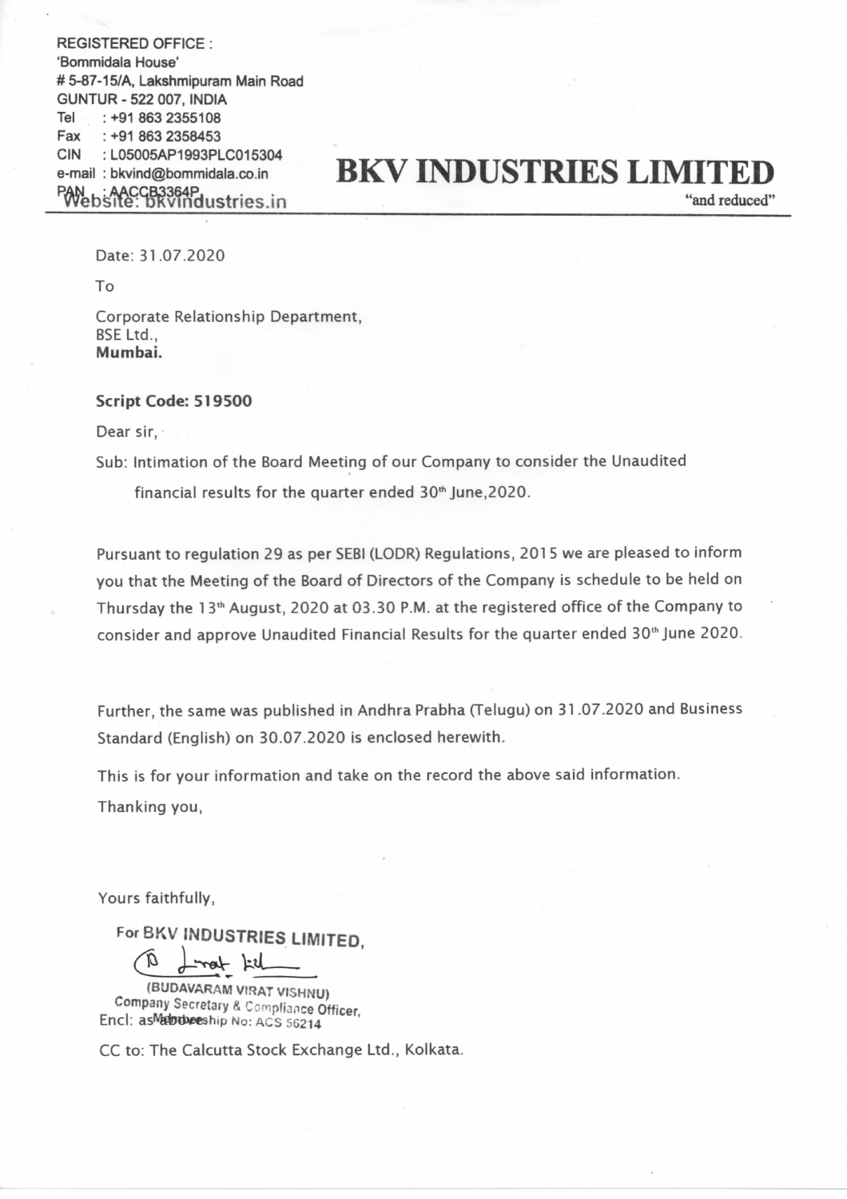REGISTERED OFFICE :
'Bommidala House'
# 5-87-15/A, Lakshmipuram Main Road
GUNTUR - 522 007, INDIA
Tel : +91 863 2355108
Fax : +91 863 2358453
CIN : L05005AP1993PLC015304
e-mail : bkvind@bommidala.co.in
PAN : AACCB3364P
Website: bkvindustries.in

# BKV INDUSTRIES LIMITED

"and reduced"

Date: 31.07.2020

To

Corporate Relationship Department,
BSE Ltd.,
**Mumbai.**

**Script Code: 519500**

Dear sir,

Sub: Intimation of the Board Meeting of our Company to consider the Unaudited financial results for the quarter ended 30th June,2020.

Pursuant to regulation 29 as per SEBI (LODR) Regulations, 2015 we are pleased to inform you that the Meeting of the Board of Directors of the Company is schedule to be held on Thursday the 13th August, 2020 at 03.30 P.M. at the registered office of the Company to consider and approve Unaudited Financial Results for the quarter ended 30th June 2020.

Further, the same was published in Andhra Prabha (Telugu) on 31.07.2020 and Business Standard (English) on 30.07.2020 is enclosed herewith.

This is for your information and take on the record the above said information.

Thanking you,

Yours faithfully,

For BKV INDUSTRIES LIMITED,

(BUDAVARAM VIRAT VISHNU)
Company Secretary & Compliance Officer,
Membership No: ACS 56214

Encl: as above

CC to: The Calcutta Stock Exchange Ltd., Kolkata.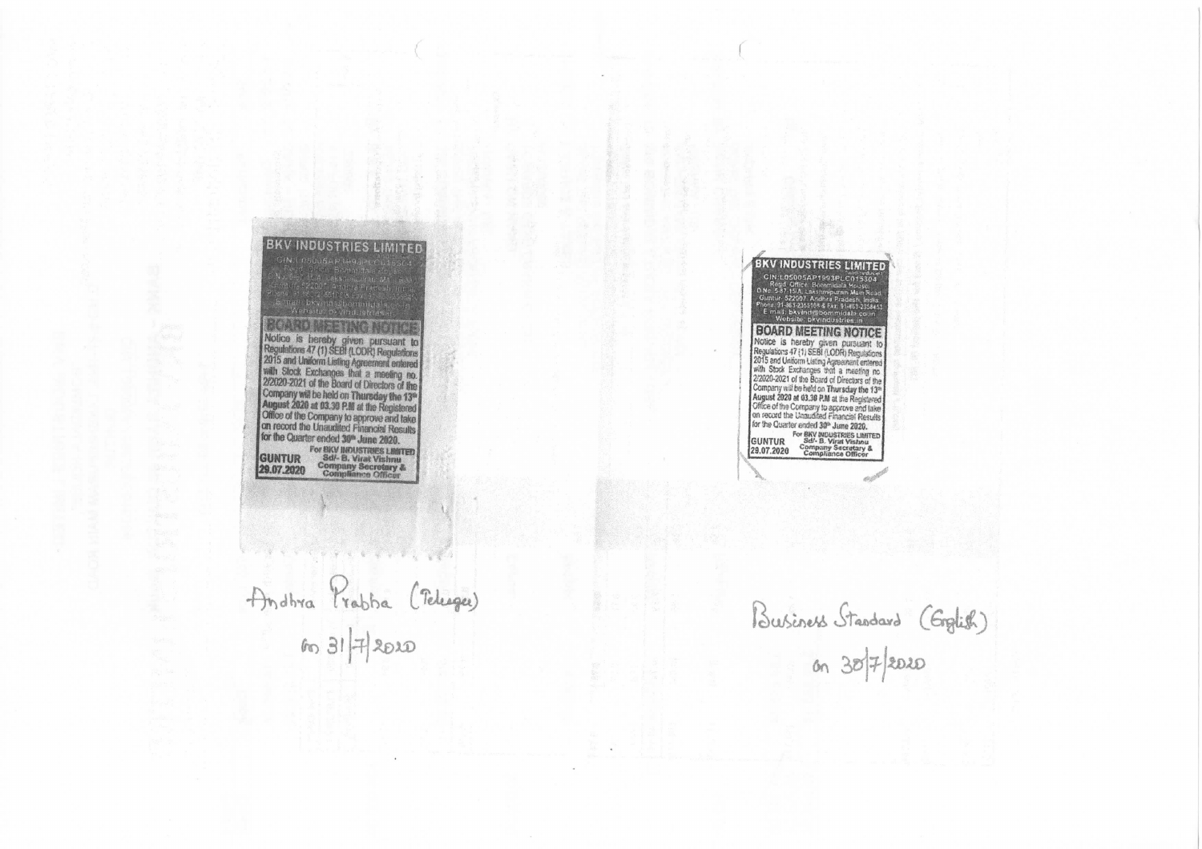## BKV INDUSTRIES LIMITED

CIN:L05005AP1993PLC015304
Regd. Office: Bommidala House, D.No. 5-87-15/A, Lakshmipuram Main Road, Guntur- 522007, Andhra Pradesh, India. Phone: 91-863-2355108 & Fax: 91-863-2358453
E-mail: bkvind@bommidala.co.in
Website: bkvindustries.in

### BOARD MEETING NOTICE

Notice is hereby given pursuant to Regulations 47 (1) SEBI (LODR) Regulations 2015 and Uniform Listing Agreement entered with Stock Exchanges that a meeting no. 2/2020-2021 of the Board of Directors of the Company will be held on **Thursday the 13th August 2020 at 03.30 P.M** at the Registered Office of the Company to approve and take on record the Unaudited Financial Results for the Quarter ended 30th June 2020.

**GUNTUR**
**29.07.2020**

For BKV INDUSTRIES LIMITED
Sd/- B. Virat Vishnu
Company Secretary & Compliance Officer

Andhra Prabha (Telugu)
on 31/7/2020

## BKV INDUSTRIES LIMITED

CIN:L05005AP1993PLC015304
Regd. Office: Bommidala House, D.No. 5-87-15/A, Lakshmipuram Main Road, Guntur- 522007, Andhra Pradesh, India. Phone: 91-863-2355108 & Fax: 91-863-2358453
E-mail: bkvind@bommidala.co.in
Website: bkvindustries.in

### BOARD MEETING NOTICE

Notice is hereby given pursuant to Regulations 47 (1) SEBI (LODR) Regulations 2015 and Uniform Listing Agreement entered with Stock Exchanges that a meeting no. 2/2020-2021 of the Board of Directors of the Company will be held on **Thursday the 13th August 2020 at 03.30 P.M** at the Registered Office of the Company to approve and take on record the Unaudited Financial Results for the Quarter ended 30th June 2020.

**GUNTUR**
**29.07.2020**

For BKV INDUSTRIES LIMITED
Sd/- B. Virat Vishnu
Company Secretary & Compliance Officer

Business Standard (English)
on 30/7/2020